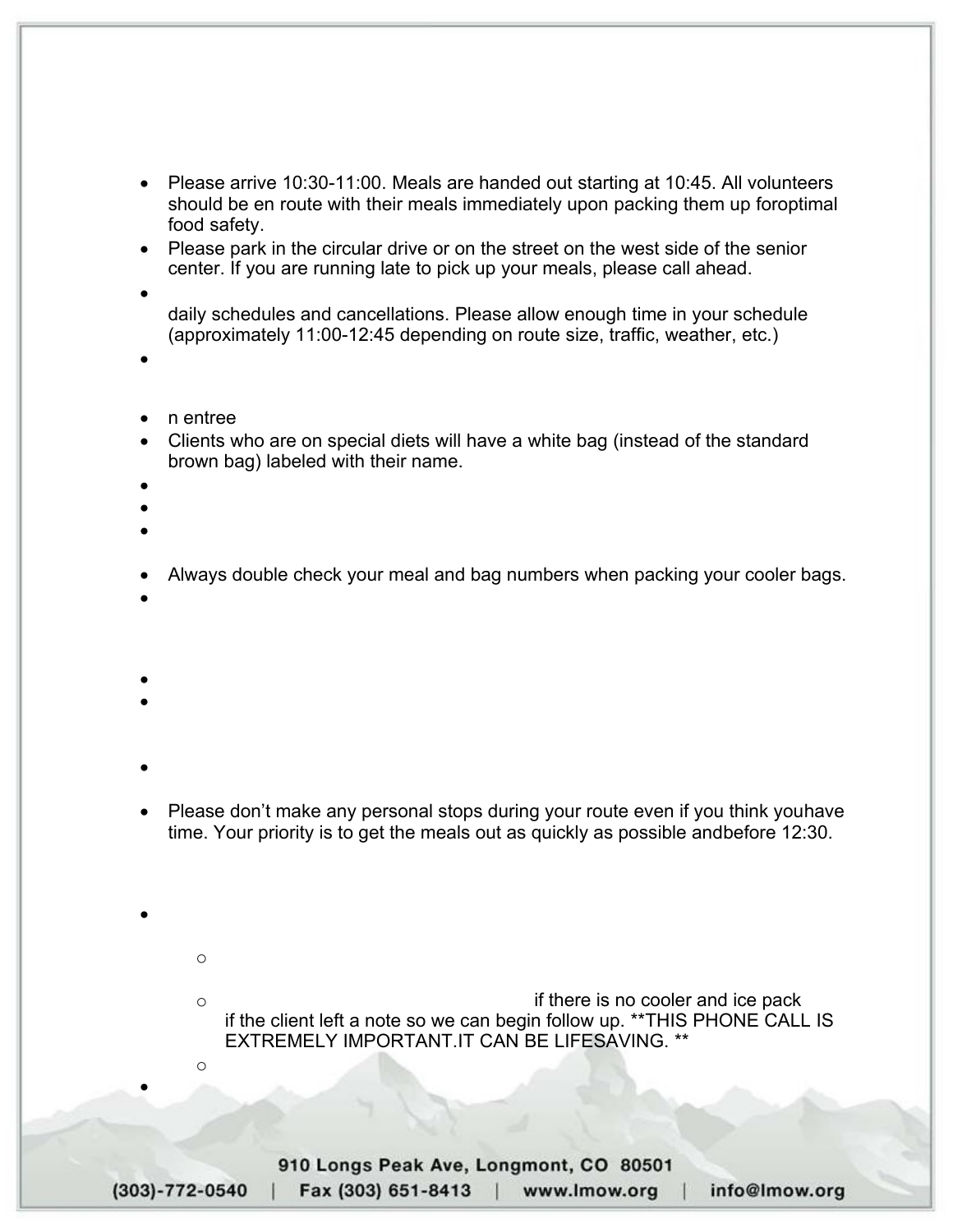- Please arrive 10:30-11:00. Meals are handed out starting at 10:45. All volunteers should be en route with their meals immediately upon packing them up foroptimal food safety.
- Please park in the circular drive or on the street on the west side of the senior center. If you are running late to pick up your meals, please call ahead.
- daily schedules and cancellations. Please allow enough time in your schedule (approximately 11:00-12:45 depending on route size, traffic, weather, etc.)
- n entree
- Clients who are on special diets will have a white bag (instead of the standard brown bag) labeled with their name.
- Always double check your meal and bag numbers when packing your cooler bags.
- Please don't make any personal stops during your route even if you think youhave time. Your priority is to get the meals out as quickly as possible andbefore 12:30.
  - if there is no cooler and ice pack if the client left a note so we can begin follow up. **THIS PHONE CALL IS EXTREMELY IMPORTANT.IT CAN BE LIFESAVING. **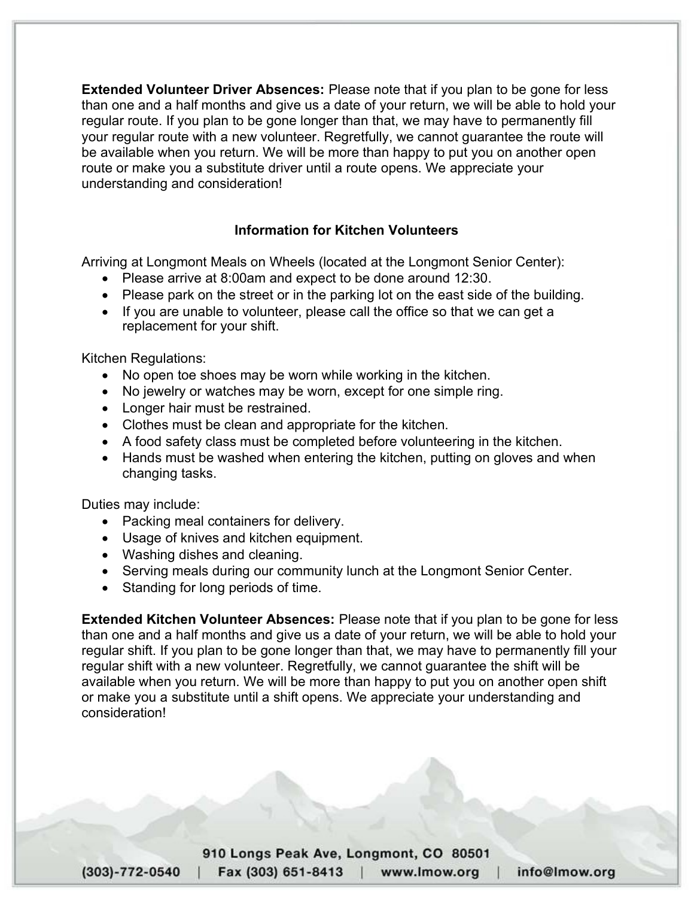**Extended Volunteer Driver Absences:** Please note that if you plan to be gone for less than one and a half months and give us a date of your return, we will be able to hold your regular route. If you plan to be gone longer than that, we may have to permanently fill your regular route with a new volunteer. Regretfully, we cannot guarantee the route will be available when you return. We will be more than happy to put you on another open route or make you a substitute driver until a route opens. We appreciate your understanding and consideration!

## Information for Kitchen Volunteers

Arriving at Longmont Meals on Wheels (located at the Longmont Senior Center):

- Please arrive at 8:00am and expect to be done around 12:30.
- Please park on the street or in the parking lot on the east side of the building.
- If you are unable to volunteer, please call the office so that we can get a replacement for your shift.

Kitchen Regulations:

- No open toe shoes may be worn while working in the kitchen.
- No jewelry or watches may be worn, except for one simple ring.
- Longer hair must be restrained.
- Clothes must be clean and appropriate for the kitchen.
- A food safety class must be completed before volunteering in the kitchen.
- Hands must be washed when entering the kitchen, putting on gloves and when changing tasks.

Duties may include:

- Packing meal containers for delivery.
- Usage of knives and kitchen equipment.
- Washing dishes and cleaning.
- Serving meals during our community lunch at the Longmont Senior Center.
- Standing for long periods of time.

**Extended Kitchen Volunteer Absences:** Please note that if you plan to be gone for less than one and a half months and give us a date of your return, we will be able to hold your regular shift. If you plan to be gone longer than that, we may have to permanently fill your regular shift with a new volunteer. Regretfully, we cannot guarantee the shift will be available when you return. We will be more than happy to put you on another open shift or make you a substitute until a shift opens. We appreciate your understanding and consideration!

910 Longs Peak Ave, Longmont, CO 80501

(303)-772-0540 | Fax (303) 651-8413 | www.lmow.org | info@lmow.org